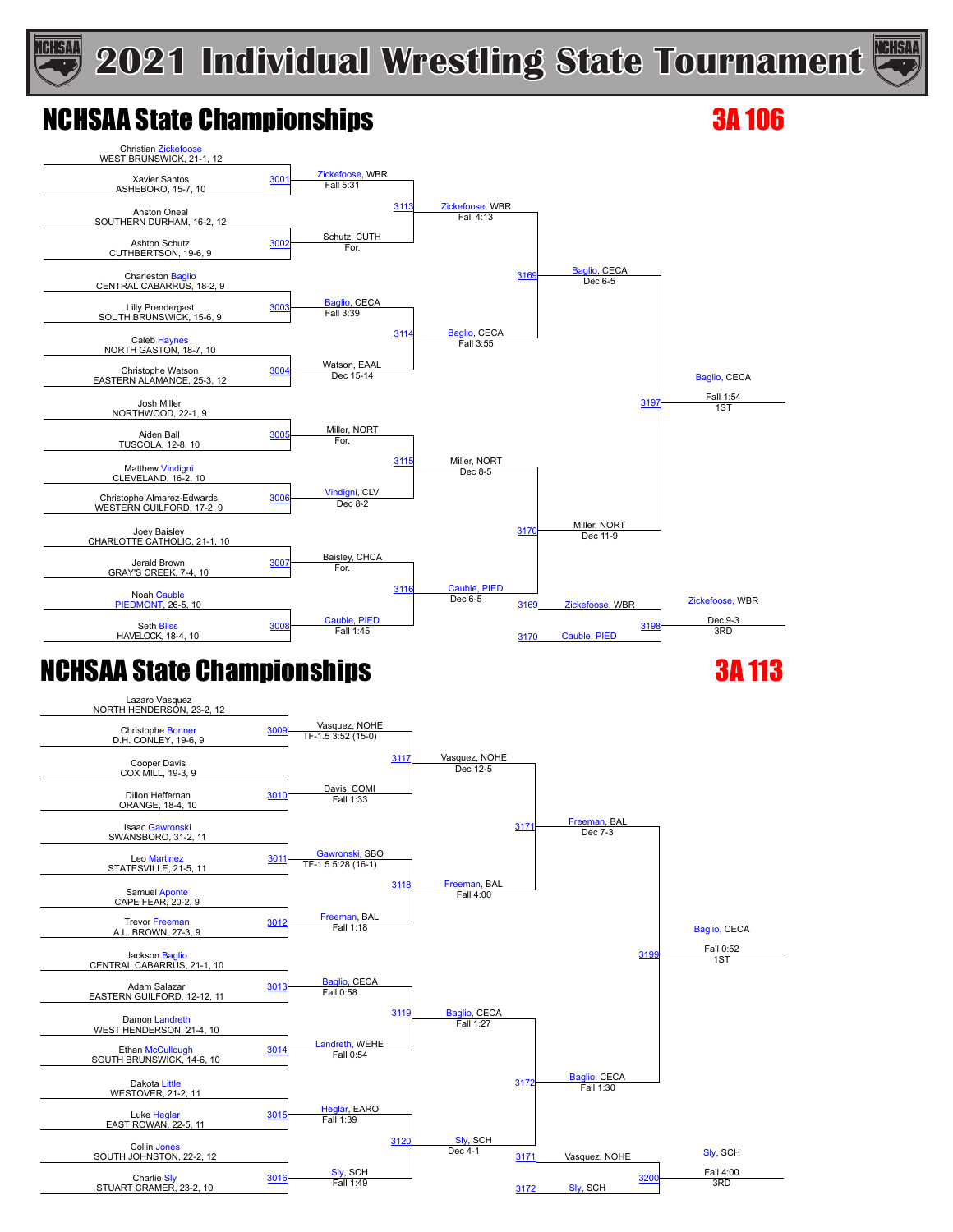# 2021 Individual Wrestling State Tournament

## NCHSAA State Championships — 3A 106

### First Round

| Bout | Wrestler 1 | Wrestler 2 | Winner | Result |
|---|---|---|---|---|
| 3001 | Christian Zickefoose, WEST BRUNSWICK, 21-1, 12 | Xavier Santos, ASHEBORO, 15-7, 10 | Zickefoose, WBR | Fall 5:31 |
| 3002 | Ahston Oneal, SOUTHERN DURHAM, 16-2, 12 | Ashton Schutz, CUTHBERTSON, 19-6, 9 | Schutz, CUTH | For. |
| 3003 | Charleston Baglio, CENTRAL CABARRUS, 18-2, 9 | Lilly Prendergast, SOUTH BRUNSWICK, 15-6, 9 | Baglio, CECA | Fall 3:39 |
| 3004 | Caleb Haynes, NORTH GASTON, 18-7, 10 | Christophe Watson, EASTERN ALAMANCE, 25-3, 12 | Watson, EAAL | Dec 15-14 |
| 3005 | Josh Miller, NORTHWOOD, 22-1, 9 | Aiden Ball, TUSCOLA, 12-8, 10 | Miller, NORT | For. |
| 3006 | Matthew Vindigni, CLEVELAND, 16-2, 10 | Christophe Almarez-Edwards, WESTERN GUILFORD, 17-2, 9 | Vindigni, CLV | Dec 8-2 |
| 3007 | Joey Baisley, CHARLOTTE CATHOLIC, 21-1, 10 | Jerald Brown, GRAY'S CREEK, 7-4, 10 | Baisley, CHCA | For. |
| 3008 | Noah Cauble, PIEDMONT, 26-5, 10 | Seth Bliss, HAVELOCK, 18-4, 10 | Cauble, PIED | Fall 1:45 |

### Quarterfinals

| Bout | Winner | Result |
|---|---|---|
| 3113 | Zickefoose, WBR | Fall 4:13 |
| 3114 | Baglio, CECA | Fall 3:55 |
| 3115 | Miller, NORT | Dec 8-5 |
| 3116 | Cauble, PIED | Dec 6-5 |

### Semifinals

| Bout | Winner | Result |
|---|---|---|
| 3169 | Baglio, CECA | Dec 6-5 |
| 3170 | Miller, NORT | Dec 11-9 |

### Finals

| Bout | Winner | Result | Place |
|---|---|---|---|
| 3197 | Baglio, CECA | Fall 1:54 | 1ST |
| 3198 (3169 Zickefoose, WBR vs. 3170 Cauble, PIED) | Zickefoose, WBR | Dec 9-3 | 3RD |

## NCHSAA State Championships — 3A 113

### First Round

| Bout | Wrestler 1 | Wrestler 2 | Winner | Result |
|---|---|---|---|---|
| 3009 | Lazaro Vasquez, NORTH HENDERSON, 23-2, 12 | Christophe Bonner, D.H. CONLEY, 19-6, 9 | Vasquez, NOHE | TF-1.5 3:52 (15-0) |
| 3010 | Cooper Davis, COX MILL, 19-3, 9 | Dillon Heffernan, ORANGE, 18-4, 10 | Davis, COMI | Fall 1:33 |
| 3011 | Isaac Gawronski, SWANSBORO, 31-2, 11 | Leo Martinez, STATESVILLE, 21-5, 11 | Gawronski, SBO | TF-1.5 5:28 (16-1) |
| 3012 | Samuel Aponte, CAPE FEAR, 20-2, 9 | Trevor Freeman, A.L. BROWN, 27-3, 9 | Freeman, BAL | Fall 1:18 |
| 3013 | Jackson Baglio, CENTRAL CABARRUS, 21-1, 10 | Adam Salazar, EASTERN GUILFORD, 12-12, 11 | Baglio, CECA | Fall 0:58 |
| 3014 | Damon Landreth, WEST HENDERSON, 21-4, 10 | Ethan McCullough, SOUTH BRUNSWICK, 14-6, 10 | Landreth, WEHE | Fall 0:54 |
| 3015 | Dakota Little, WESTOVER, 21-2, 11 | Luke Heglar, EAST ROWAN, 22-5, 11 | Heglar, EARO | Fall 1:39 |
| 3016 | Collin Jones, SOUTH JOHNSTON, 22-2, 12 | Charlie Sly, STUART CRAMER, 23-2, 10 | Sly, SCH | Fall 1:49 |

### Quarterfinals

| Bout | Winner | Result |
|---|---|---|
| 3117 | Vasquez, NOHE | Dec 12-5 |
| 3118 | Freeman, BAL | Fall 4:00 |
| 3119 | Baglio, CECA | Fall 1:27 |
| 3120 | Sly, SCH | Dec 4-1 |

### Semifinals

| Bout | Winner | Result |
|---|---|---|
| 3171 | Freeman, BAL | Dec 7-3 |
| 3172 | Baglio, CECA | Fall 1:30 |

### Finals

| Bout | Winner | Result | Place |
|---|---|---|---|
| 3199 | Baglio, CECA | Fall 0:52 | 1ST |
| 3200 (3171 Vasquez, NOHE vs. 3172 Sly, SCH) | Sly, SCH | Fall 4:00 | 3RD |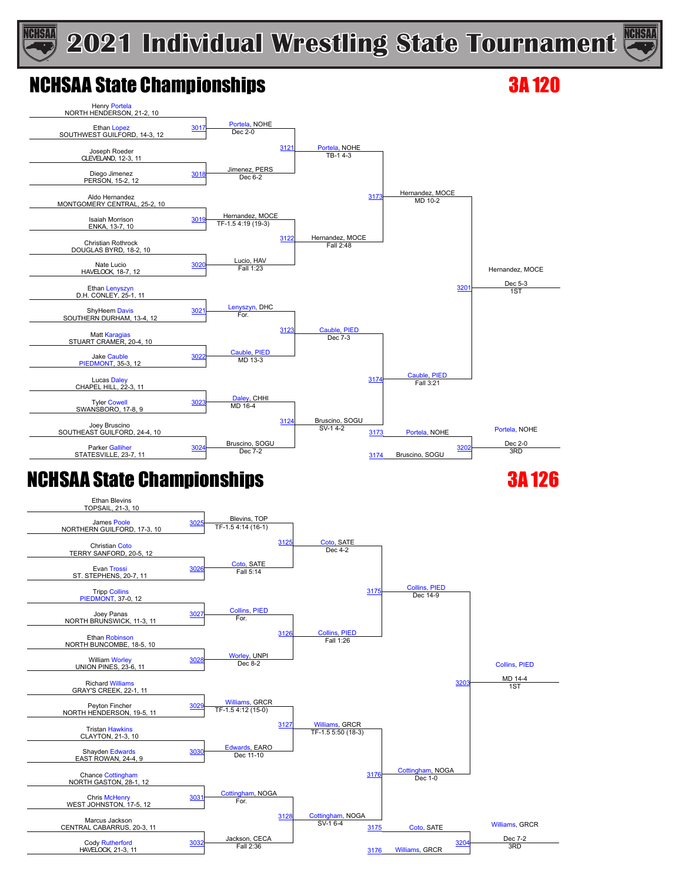# 2021 Individual Wrestling State Tournament

## NCHSAA State Championships — 3A 120

### First Round

| Wrestler 1 | Wrestler 2 | Bout | Winner | Result |
|---|---|---|---|---|
| Henry Portela, NORTH HENDERSON, 21-2, 10 | Ethan Lopez, SOUTHWEST GUILFORD, 14-3, 12 | 3017 | Portela, NOHE | Dec 2-0 |
| Joseph Roeder, CLEVELAND, 12-3, 11 | Diego Jimenez, PERSON, 15-2, 12 | 3018 | Jimenez, PERS | Dec 6-2 |
| Aldo Hernandez, MONTGOMERY CENTRAL, 25-2, 10 | Isaiah Morrison, ENKA, 13-7, 10 | 3019 | Hernandez, MOCE | TF-1.5 4:19 (19-3) |
| Christian Rothrock, DOUGLAS BYRD, 18-2, 10 | Nate Lucio, HAVELOCK, 18-7, 12 | 3020 | Lucio, HAV | Fall 1:23 |
| Ethan Lenyszyn, D.H. CONLEY, 25-1, 11 | ShyHeem Davis, SOUTHERN DURHAM, 13-4, 12 | 3021 | Lenyszyn, DHC | For. |
| Matt Karagias, STUART CRAMER, 20-4, 10 | Jake Cauble, PIEDMONT, 35-3, 12 | 3022 | Cauble, PIED | MD 13-3 |
| Lucas Daley, CHAPEL HILL, 22-3, 11 | Tyler Cowell, SWANSBORO, 17-8, 9 | 3023 | Daley, CHHI | MD 16-4 |
| Joey Bruscino, SOUTHEAST GUILFORD, 24-4, 10 | Parker Galliher, STATESVILLE, 23-7, 11 | 3024 | Bruscino, SOGU | Dec 7-2 |

### Quarterfinals

| Bout | Winner | Result |
|---|---|---|
| 3121 | Portela, NOHE | TB-1 4-3 |
| 3122 | Hernandez, MOCE | Fall 2:48 |
| 3123 | Cauble, PIED | Dec 7-3 |
| 3124 | Bruscino, SOGU | SV-1 4-2 |

### Semifinals

| Bout | Winner | Result |
|---|---|---|
| 3173 | Hernandez, MOCE | MD 10-2 |
| 3174 | Cauble, PIED | Fall 3:21 |

### Finals

| Bout | Place | Winner | Result |
|---|---|---|---|
| 3201 | 1ST | Hernandez, MOCE | Dec 5-3 |
| 3202 (3173 Portela, NOHE vs. 3174 Bruscino, SOGU) | 3RD | Portela, NOHE | Dec 2-0 |

## NCHSAA State Championships — 3A 126

### First Round

| Wrestler 1 | Wrestler 2 | Bout | Winner | Result |
|---|---|---|---|---|
| Ethan Blevins, TOPSAIL, 21-3, 10 | James Poole, NORTHERN GUILFORD, 17-3, 10 | 3025 | Blevins, TOP | TF-1.5 4:14 (16-1) |
| Christian Coto, TERRY SANFORD, 20-5, 12 | Evan Trossi, ST. STEPHENS, 20-7, 11 | 3026 | Coto, SATE | Fall 5:14 |
| Tripp Collins, PIEDMONT, 37-0, 12 | Joey Panas, NORTH BRUNSWICK, 11-3, 11 | 3027 | Collins, PIED | For. |
| Ethan Robinson, NORTH BUNCOMBE, 18-5, 10 | William Worley, UNION PINES, 23-6, 11 | 3028 | Worley, UNPI | Dec 8-2 |
| Richard Williams, GRAY'S CREEK, 22-1, 11 | Peyton Fincher, NORTH HENDERSON, 19-5, 11 | 3029 | Williams, GRCR | TF-1.5 4:12 (15-0) |
| Tristan Hawkins, CLAYTON, 21-3, 10 | Shayden Edwards, EAST ROWAN, 24-4, 9 | 3030 | Edwards, EARO | Dec 11-10 |
| Chance Cottingham, NORTH GASTON, 28-1, 12 | Chris McHenry, WEST JOHNSTON, 17-5, 12 | 3031 | Cottingham, NOGA | For. |
| Marcus Jackson, CENTRAL CABARRUS, 20-3, 11 | Cody Rutherford, HAVELOCK, 21-3, 11 | 3032 | Jackson, CECA | Fall 2:36 |

### Quarterfinals

| Bout | Winner | Result |
|---|---|---|
| 3125 | Coto, SATE | Dec 4-2 |
| 3126 | Collins, PIED | Fall 1:26 |
| 3127 | Williams, GRCR | TF-1.5 5:50 (18-3) |
| 3128 | Cottingham, NOGA | SV-1 6-4 |

### Semifinals

| Bout | Winner | Result |
|---|---|---|
| 3175 | Collins, PIED | Dec 14-9 |
| 3176 | Cottingham, NOGA | Dec 1-0 |

### Finals

| Bout | Place | Winner | Result |
|---|---|---|---|
| 3203 | 1ST | Collins, PIED | MD 14-4 |
| 3204 (3175 Coto, SATE vs. 3176 Williams, GRCR) | 3RD | Williams, GRCR | Dec 7-2 |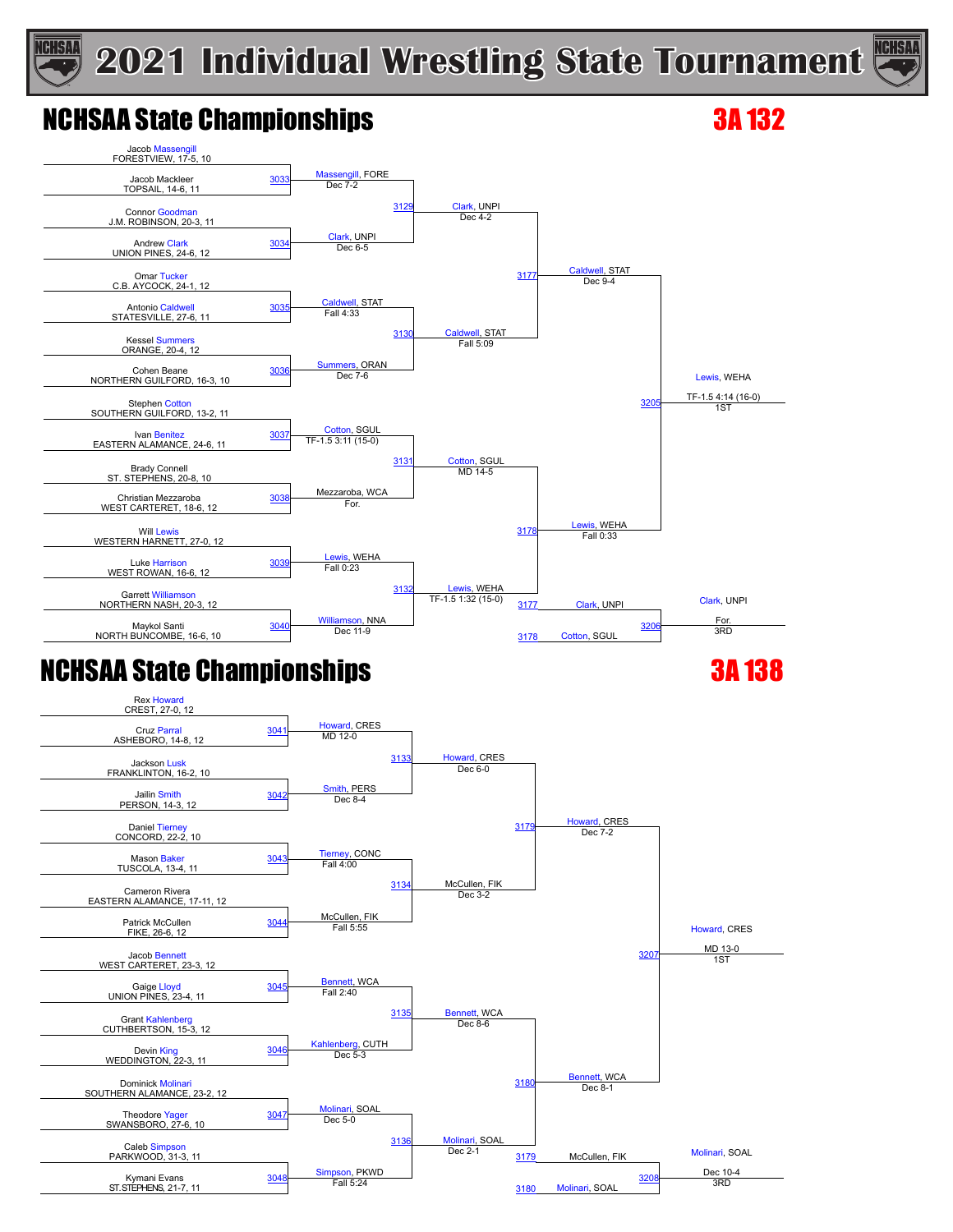# 2021 Individual Wrestling State Tournament

## NCHSAA State Championships — 3A 132

### First Round

| Bout | Wrestler 1 | Wrestler 2 | Winner | Result |
|---|---|---|---|---|
| 3033 | Jacob Massengill, FORESTVIEW, 17-5, 10 | Jacob Mackleer, TOPSAIL, 14-6, 11 | Massengill, FORE | Dec 7-2 |
| 3034 | Connor Goodman, J.M. ROBINSON, 20-3, 11 | Andrew Clark, UNION PINES, 24-6, 12 | Clark, UNPI | Dec 6-5 |
| 3035 | Omar Tucker, C.B. AYCOCK, 24-1, 12 | Antonio Caldwell, STATESVILLE, 27-6, 11 | Caldwell, STAT | Fall 4:33 |
| 3036 | Kessel Summers, ORANGE, 20-4, 12 | Cohen Beane, NORTHERN GUILFORD, 16-3, 10 | Summers, ORAN | Dec 7-6 |
| 3037 | Stephen Cotton, SOUTHERN GUILFORD, 13-2, 11 | Ivan Benitez, EASTERN ALAMANCE, 24-6, 11 | Cotton, SGUL | TF-1.5 3:11 (15-0) |
| 3038 | Brady Connell, ST. STEPHENS, 20-8, 10 | Christian Mezzaroba, WEST CARTERET, 18-6, 12 | Mezzaroba, WCA | For. |
| 3039 | Will Lewis, WESTERN HARNETT, 27-0, 12 | Luke Harrison, WEST ROWAN, 16-6, 12 | Lewis, WEHA | Fall 0:23 |
| 3040 | Garrett Williamson, NORTHERN NASH, 20-3, 12 | Maykol Santi, NORTH BUNCOMBE, 16-6, 10 | Williamson, NNA | Dec 11-9 |

### Quarterfinals

| Bout | Winner | Result |
|---|---|---|
| 3129 | Clark, UNPI | Dec 4-2 |
| 3130 | Caldwell, STAT | Fall 5:09 |
| 3131 | Cotton, SGUL | MD 14-5 |
| 3132 | Lewis, WEHA | TF-1.5 1:32 (15-0) |

### Semifinals

| Bout | Winner | Result |
|---|---|---|
| 3177 | Caldwell, STAT | Dec 9-4 |
| 3178 | Lewis, WEHA | Fall 0:33 |

### Finals

| Bout | Winner | Result | Place |
|---|---|---|---|
| 3205 | Lewis, WEHA | TF-1.5 4:14 (16-0) | 1ST |
| 3206 | Clark, UNPI (L3177) vs Cotton, SGUL (L3178) — Clark, UNPI | For. | 3RD |

## NCHSAA State Championships — 3A 138

### First Round

| Bout | Wrestler 1 | Wrestler 2 | Winner | Result |
|---|---|---|---|---|
| 3041 | Rex Howard, CREST, 27-0, 12 | Cruz Parral, ASHEBORO, 14-8, 12 | Howard, CRES | MD 12-0 |
| 3042 | Jackson Lusk, FRANKLINTON, 16-2, 10 | Jailin Smith, PERSON, 14-3, 12 | Smith, PERS | Dec 8-4 |
| 3043 | Daniel Tierney, CONCORD, 22-2, 10 | Mason Baker, TUSCOLA, 13-4, 11 | Tierney, CONC | Fall 4:00 |
| 3044 | Cameron Rivera, EASTERN ALAMANCE, 17-11, 12 | Patrick McCullen, FIKE, 26-6, 12 | McCullen, FIK | Fall 5:55 |
| 3045 | Jacob Bennett, WEST CARTERET, 23-3, 12 | Gaige Lloyd, UNION PINES, 23-4, 11 | Bennett, WCA | Fall 2:40 |
| 3046 | Grant Kahlenberg, CUTHBERTSON, 15-3, 12 | Devin King, WEDDINGTON, 22-3, 11 | Kahlenberg, CUTH | Dec 5-3 |
| 3047 | Dominick Molinari, SOUTHERN ALAMANCE, 23-2, 12 | Theodore Yager, SWANSBORO, 27-6, 10 | Molinari, SOAL | Dec 5-0 |
| 3048 | Caleb Simpson, PARKWOOD, 31-3, 11 | Kymani Evans, ST.STEPHENS, 21-7, 11 | Simpson, PKWD | Fall 5:24 |

### Quarterfinals

| Bout | Winner | Result |
|---|---|---|
| 3133 | Howard, CRES | Dec 6-0 |
| 3134 | McCullen, FIK | Dec 3-2 |
| 3135 | Bennett, WCA | Dec 8-6 |
| 3136 | Molinari, SOAL | Dec 2-1 |

### Semifinals

| Bout | Winner | Result |
|---|---|---|
| 3179 | Howard, CRES | Dec 7-2 |
| 3180 | Bennett, WCA | Dec 8-1 |

### Finals

| Bout | Winner | Result | Place |
|---|---|---|---|
| 3207 | Howard, CRES | MD 13-0 | 1ST |
| 3208 | McCullen, FIK (L3179) vs Molinari, SOAL (L3180) — Molinari, SOAL | Dec 10-4 | 3RD |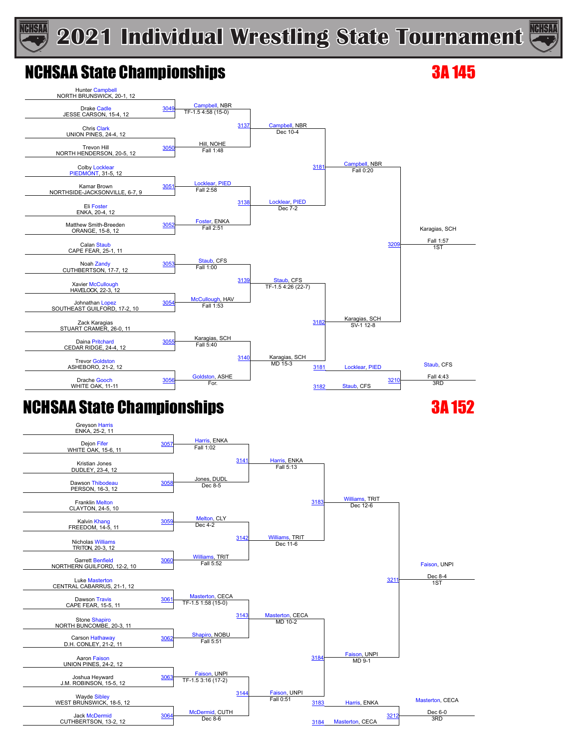# 2021 Individual Wrestling State Tournament

## NCHSAA State Championships — 3A 145

### First Round

| Bout | Wrestler 1 | Wrestler 2 | Winner | Result |
|---|---|---|---|---|
| 3049 | Hunter Campbell, NORTH BRUNSWICK, 20-1, 12 | Drake Cadle, JESSE CARSON, 15-4, 12 | Campbell, NBR | TF-1.5 4:58 (15-0) |
| 3050 | Chris Clark, UNION PINES, 24-4, 12 | Trevon Hill, NORTH HENDERSON, 20-5, 12 | Hill, NOHE | Fall 1:48 |
| 3051 | Colby Locklear, PIEDMONT, 31-5, 12 | Kamar Brown, NORTHSIDE-JACKSONVILLE, 6-7, 9 | Locklear, PIED | Fall 2:58 |
| 3052 | Eli Foster, ENKA, 20-4, 12 | Matthew Smith-Breeden, ORANGE, 15-8, 12 | Foster, ENKA | Fall 2:51 |
| 3053 | Calan Staub, CAPE FEAR, 25-1, 11 | Noah Zandy, CUTHBERTSON, 17-7, 12 | Staub, CFS | Fall 1:00 |
| 3054 | Xavier McCullough, HAVELOCK, 22-3, 12 | Johnathan Lopez, SOUTHEAST GUILFORD, 17-2, 10 | McCullough, HAV | Fall 1:53 |
| 3055 | Zack Karagias, STUART CRAMER, 26-0, 11 | Daina Pritchard, CEDAR RIDGE, 24-4, 12 | Karagias, SCH | Fall 5:40 |
| 3056 | Trevor Goldston, ASHEBORO, 21-2, 12 | Drache Gooch, WHITE OAK, 11-11 | Goldston, ASHE | For. |

### Quarterfinals

| Bout | Winner | Result |
|---|---|---|
| 3137 | Campbell, NBR | Dec 10-4 |
| 3138 | Locklear, PIED | Dec 7-2 |
| 3139 | Staub, CFS | TF-1.5 4:26 (22-7) |
| 3140 | Karagias, SCH | MD 15-3 |

### Semifinals

| Bout | Winner | Result |
|---|---|---|
| 3181 | Campbell, NBR | Fall 0:20 |
| 3182 | Karagias, SCH | SV-1 12-8 |

### Final

| Bout | Winner | Result | Place |
|---|---|---|---|
| 3209 | Karagias, SCH | Fall 1:57 | 1ST |

### 3rd Place

| Bout | Wrestler 1 (L 3181) | Wrestler 2 (L 3182) | Winner | Result | Place |
|---|---|---|---|---|---|
| 3210 | Locklear, PIED | Staub, CFS | Staub, CFS | Fall 4:43 | 3RD |

## NCHSAA State Championships — 3A 152

### First Round

| Bout | Wrestler 1 | Wrestler 2 | Winner | Result |
|---|---|---|---|---|
| 3057 | Greyson Harris, ENKA, 25-2, 11 | Dejon Fifer, WHITE OAK, 15-6, 11 | Harris, ENKA | Fall 1:02 |
| 3058 | Kristian Jones, DUDLEY, 23-4, 12 | Dawson Thibodeau, PERSON, 16-3, 12 | Jones, DUDL | Dec 8-5 |
| 3059 | Franklin Melton, CLAYTON, 24-5, 10 | Kalvin Khang, FREEDOM, 14-5, 11 | Melton, CLY | Dec 4-2 |
| 3060 | Nicholas Williams, TRITON, 20-3, 12 | Garrett Benfield, NORTHERN GUILFORD, 12-2, 10 | Williams, TRIT | Fall 5:52 |
| 3061 | Luke Masterton, CENTRAL CABARRUS, 21-1, 12 | Dawson Travis, CAPE FEAR, 15-5, 11 | Masterton, CECA | TF-1.5 1:58 (15-0) |
| 3062 | Stone Shapiro, NORTH BUNCOMBE, 20-3, 11 | Carson Hathaway, D.H. CONLEY, 21-2, 11 | Shapiro, NOBU | Fall 5:51 |
| 3063 | Aaron Faison, UNION PINES, 24-2, 12 | Joshua Heyward, J.M. ROBINSON, 15-5, 12 | Faison, UNPI | TF-1.5 3:16 (17-2) |
| 3064 | Wayde Sibley, WEST BRUNSWICK, 18-5, 12 | Jack McDermid, CUTHBERTSON, 13-2, 12 | McDermid, CUTH | Dec 8-6 |

### Quarterfinals

| Bout | Winner | Result |
|---|---|---|
| 3141 | Harris, ENKA | Fall 5:13 |
| 3142 | Williams, TRIT | Dec 11-6 |
| 3143 | Masterton, CECA | MD 10-2 |
| 3144 | Faison, UNPI | Fall 0:51 |

### Semifinals

| Bout | Winner | Result |
|---|---|---|
| 3183 | Williams, TRIT | Dec 12-6 |
| 3184 | Faison, UNPI | MD 9-1 |

### Final

| Bout | Winner | Result | Place |
|---|---|---|---|
| 3211 | Faison, UNPI | Dec 8-4 | 1ST |

### 3rd Place

| Bout | Wrestler 1 (L 3183) | Wrestler 2 (L 3184) | Winner | Result | Place |
|---|---|---|---|---|---|
| 3212 | Harris, ENKA | Masterton, CECA | Masterton, CECA | Dec 6-0 | 3RD |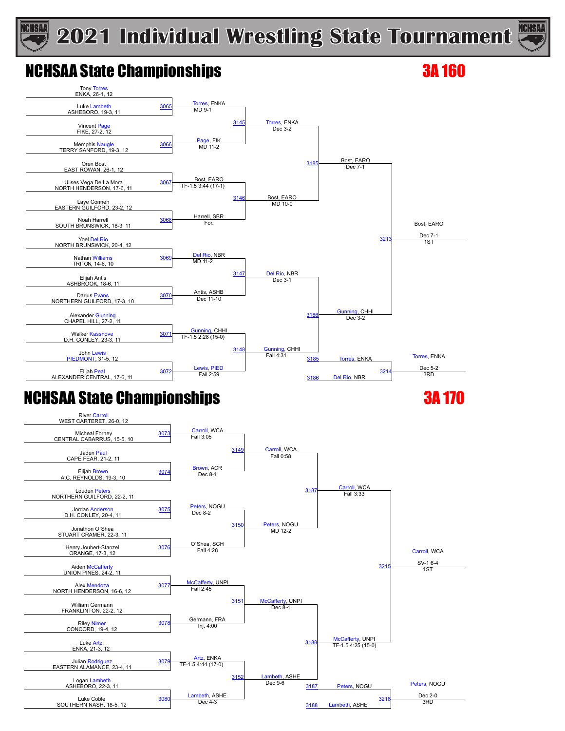# 2021 Individual Wrestling State Tournament

## NCHSAA State Championships — 3A 160

### First Round

| Bout | Wrestler 1 | Wrestler 2 | Winner | Result |
|---|---|---|---|---|
| 3065 | Tony Torres, ENKA, 26-1, 12 | Luke Lambeth, ASHEBORO, 19-3, 11 | Torres, ENKA | MD 9-1 |
| 3066 | Vincent Page, FIKE, 27-2, 12 | Memphis Naugle, TERRY SANFORD, 19-3, 12 | Page, FIK | MD 11-2 |
| 3067 | Oren Bost, EAST ROWAN, 26-1, 12 | Ulises Vega De La Mora, NORTH HENDERSON, 17-6, 11 | Bost, EARO | TF-1.5 3:44 (17-1) |
| 3068 | Laye Conneh, EASTERN GUILFORD, 23-2, 12 | Noah Harrell, SOUTH BRUNSWICK, 18-3, 11 | Harrell, SBR | For. |
| 3069 | Yoel Del Rio, NORTH BRUNSWICK, 20-4, 12 | Nathan Williams, TRITON, 14-6, 10 | Del Rio, NBR | MD 11-2 |
| 3070 | Elijah Antis, ASHBROOK, 18-6, 11 | Darius Evans, NORTHERN GUILFORD, 17-3, 10 | Antis, ASHB | Dec 11-10 |
| 3071 | Alexander Gunning, CHAPEL HILL, 27-2, 11 | Walker Kassnove, D.H. CONLEY, 23-3, 11 | Gunning, CHHI | TF-1.5 2:28 (15-0) |
| 3072 | John Lewis, PIEDMONT, 31-5, 12 | Elijah Peal, ALEXANDER CENTRAL, 17-6, 11 | Lewis, PIED | Fall 2:59 |

### Quarterfinals

| Bout | Winner | Result |
|---|---|---|
| 3145 | Torres, ENKA | Dec 3-2 |
| 3146 | Bost, EARO | MD 10-0 |
| 3147 | Del Rio, NBR | Dec 3-1 |
| 3148 | Gunning, CHHI | Fall 4:31 |

### Semifinals

| Bout | Winner | Result |
|---|---|---|
| 3185 | Bost, EARO | Dec 7-1 |
| 3186 | Gunning, CHHI | Dec 3-2 |

### Finals

| Bout | Match | Winner | Result | Place |
|---|---|---|---|---|
| 3213 | Bost, EARO vs Gunning, CHHI | Bost, EARO | Dec 7-1 | 1ST |
| 3214 | Torres, ENKA (L 3185) vs Del Rio, NBR (L 3186) | Torres, ENKA | Dec 5-2 | 3RD |

## NCHSAA State Championships — 3A 170

### First Round

| Bout | Wrestler 1 | Wrestler 2 | Winner | Result |
|---|---|---|---|---|
| 3073 | River Carroll, WEST CARTERET, 26-0, 12 | Micheal Forney, CENTRAL CABARRUS, 15-5, 10 | Carroll, WCA | Fall 3:05 |
| 3074 | Jaden Paul, CAPE FEAR, 21-2, 11 | Elijah Brown, A.C. REYNOLDS, 19-3, 10 | Brown, ACR | Dec 8-1 |
| 3075 | Louden Peters, NORTHERN GUILFORD, 22-2, 11 | Jordan Anderson, D.H. CONLEY, 20-4, 11 | Peters, NOGU | Dec 8-2 |
| 3076 | Jonathon O`Shea, STUART CRAMER, 22-3, 11 | Henry Joubert-Stanzel, ORANGE, 17-3, 12 | O`Shea, SCH | Fall 4:28 |
| 3077 | Aiden McCafferty, UNION PINES, 24-2, 11 | Alex Mendoza, NORTH HENDERSON, 16-6, 12 | McCafferty, UNPI | Fall 2:45 |
| 3078 | William Germann, FRANKLINTON, 22-2, 12 | Riley Nimer, CONCORD, 19-4, 12 | Germann, FRA | Inj. 4:00 |
| 3079 | Luke Artz, ENKA, 21-3, 12 | Julian Rodriguez, EASTERN ALAMANCE, 23-4, 11 | Artz, ENKA | TF-1.5 4:44 (17-0) |
| 3080 | Logan Lambeth, ASHEBORO, 22-3, 11 | Luke Coble, SOUTHERN NASH, 18-5, 12 | Lambeth, ASHE | Dec 4-3 |

### Quarterfinals

| Bout | Winner | Result |
|---|---|---|
| 3149 | Carroll, WCA | Fall 0:58 |
| 3150 | Peters, NOGU | MD 12-2 |
| 3151 | McCafferty, UNPI | Dec 8-4 |
| 3152 | Lambeth, ASHE | Dec 9-6 |

### Semifinals

| Bout | Winner | Result |
|---|---|---|
| 3187 | Carroll, WCA | Fall 3:33 |
| 3188 | McCafferty, UNPI | TF-1.5 4:25 (15-0) |

### Finals

| Bout | Match | Winner | Result | Place |
|---|---|---|---|---|
| 3215 | Carroll, WCA vs McCafferty, UNPI | Carroll, WCA | SV-1 6-4 | 1ST |
| 3216 | Peters, NOGU (L 3187) vs Lambeth, ASHE (L 3188) | Peters, NOGU | Dec 2-0 | 3RD |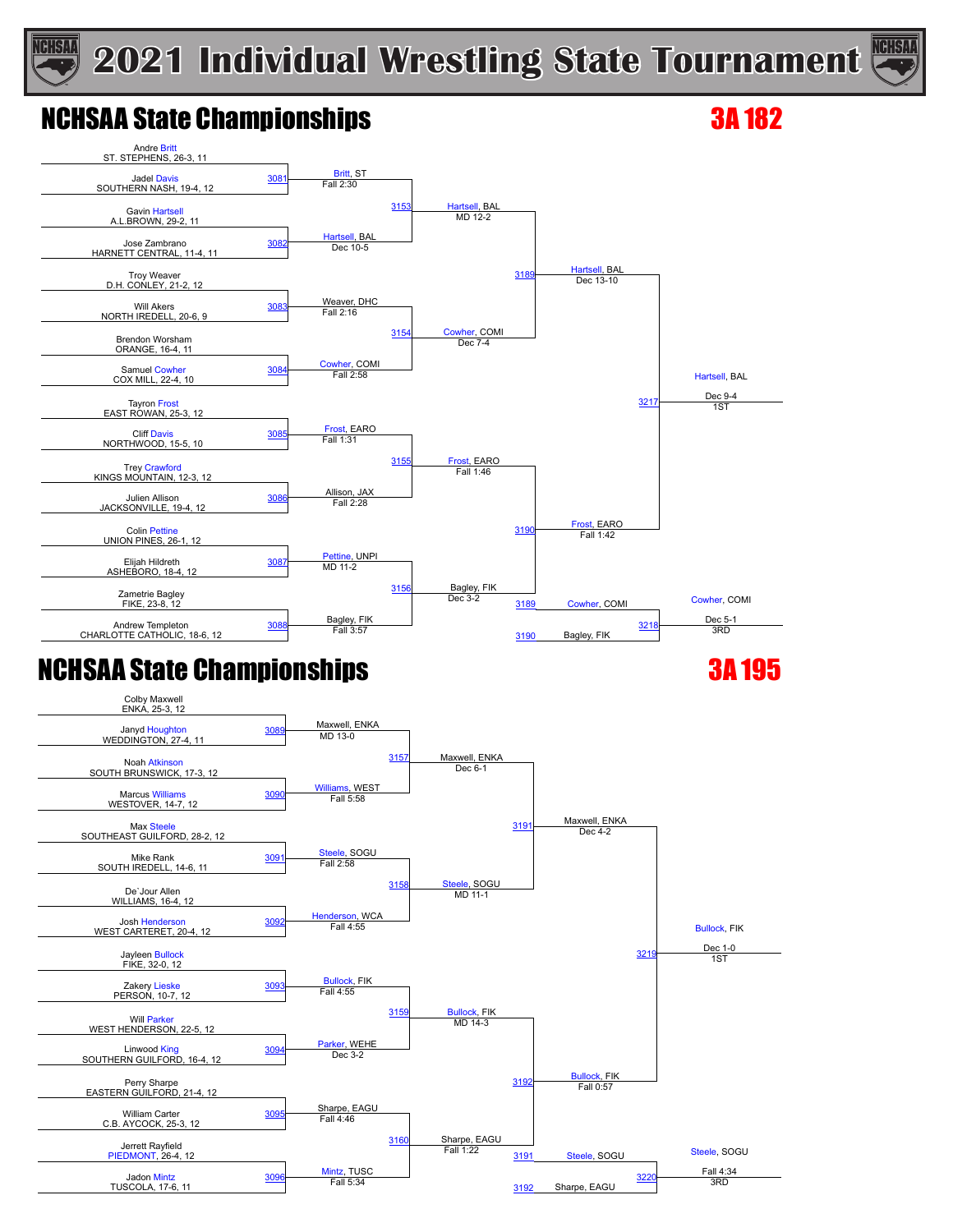# 2021 Individual Wrestling State Tournament

## NCHSAA State Championships

### 3A 182

**First Round**

| Bout | Wrestler 1 | Wrestler 2 | Result |
|---|---|---|---|
| 3081 | Andre Britt, ST. STEPHENS, 26-3, 11 | Jadel Davis, SOUTHERN NASH, 19-4, 12 | Britt, ST — Fall 2:30 |
| 3082 | Gavin Hartsell, A.L.BROWN, 29-2, 11 | Jose Zambrano, HARNETT CENTRAL, 11-4, 11 | Hartsell, BAL — Dec 10-5 |
| 3083 | Troy Weaver, D.H. CONLEY, 21-2, 12 | Will Akers, NORTH IREDELL, 20-6, 9 | Weaver, DHC — Fall 2:16 |
| 3084 | Brendon Worsham, ORANGE, 16-4, 11 | Samuel Cowher, COX MILL, 22-4, 10 | Cowher, COMI — Fall 2:58 |
| 3085 | Tayron Frost, EAST ROWAN, 25-3, 12 | Cliff Davis, NORTHWOOD, 15-5, 10 | Frost, EARO — Fall 1:31 |
| 3086 | Trey Crawford, KINGS MOUNTAIN, 12-3, 12 | Julien Allison, JACKSONVILLE, 19-4, 12 | Allison, JAX — Fall 2:28 |
| 3087 | Colin Pettine, UNION PINES, 26-1, 12 | Elijah Hildreth, ASHEBORO, 18-4, 12 | Pettine, UNPI — MD 11-2 |
| 3088 | Zametrie Bagley, FIKE, 23-8, 12 | Andrew Templeton, CHARLOTTE CATHOLIC, 18-6, 12 | Bagley, FIK — Fall 3:57 |

**Quarterfinals**

| Bout | Result |
|---|---|
| 3153 | Hartsell, BAL — MD 12-2 |
| 3154 | Cowher, COMI — Dec 7-4 |
| 3155 | Frost, EARO — Fall 1:46 |
| 3156 | Bagley, FIK — Dec 3-2 |

**Semifinals**

| Bout | Result |
|---|---|
| 3189 | Hartsell, BAL — Dec 13-10 |
| 3190 | Frost, EARO — Fall 1:42 |

**Finals**

| Bout | Result |
|---|---|
| 3217 | Hartsell, BAL — Dec 9-4 — 1ST |
| 3218 | Cowher, COMI (L3189) vs Bagley, FIK (L3190) — Cowher, COMI — Dec 5-1 — 3RD |

## NCHSAA State Championships

### 3A 195

**First Round**

| Bout | Wrestler 1 | Wrestler 2 | Result |
|---|---|---|---|
| 3089 | Colby Maxwell, ENKA, 25-3, 12 | Janyd Houghton, WEDDINGTON, 27-4, 11 | Maxwell, ENKA — MD 13-0 |
| 3090 | Noah Atkinson, SOUTH BRUNSWICK, 17-3, 12 | Marcus Williams, WESTOVER, 14-7, 12 | Williams, WEST — Fall 5:58 |
| 3091 | Max Steele, SOUTHEAST GUILFORD, 28-2, 12 | Mike Rank, SOUTH IREDELL, 14-6, 11 | Steele, SOGU — Fall 2:58 |
| 3092 | De`Jour Allen, WILLIAMS, 16-4, 12 | Josh Henderson, WEST CARTERET, 20-4, 12 | Henderson, WCA — Fall 4:55 |
| 3093 | Jayleen Bullock, FIKE, 32-0, 12 | Zakery Lieske, PERSON, 10-7, 12 | Bullock, FIK — Fall 4:55 |
| 3094 | Will Parker, WEST HENDERSON, 22-5, 12 | Linwood King, SOUTHERN GUILFORD, 16-4, 12 | Parker, WEHE — Dec 3-2 |
| 3095 | Perry Sharpe, EASTERN GUILFORD, 21-4, 12 | William Carter, C.B. AYCOCK, 25-3, 12 | Sharpe, EAGU — Fall 4:46 |
| 3096 | Jerrett Rayfield, PIEDMONT, 26-4, 12 | Jadon Mintz, TUSCOLA, 17-6, 11 | Mintz, TUSC — Fall 5:34 |

**Quarterfinals**

| Bout | Result |
|---|---|
| 3157 | Maxwell, ENKA — Dec 6-1 |
| 3158 | Steele, SOGU — MD 11-1 |
| 3159 | Bullock, FIK — MD 14-3 |
| 3160 | Sharpe, EAGU — Fall 1:22 |

**Semifinals**

| Bout | Result |
|---|---|
| 3191 | Maxwell, ENKA — Dec 4-2 |
| 3192 | Bullock, FIK — Fall 0:57 |

**Finals**

| Bout | Result |
|---|---|
| 3219 | Bullock, FIK — Dec 1-0 — 1ST |
| 3220 | Steele, SOGU (L3191) vs Sharpe, EAGU (L3192) — Steele, SOGU — Fall 4:34 — 3RD |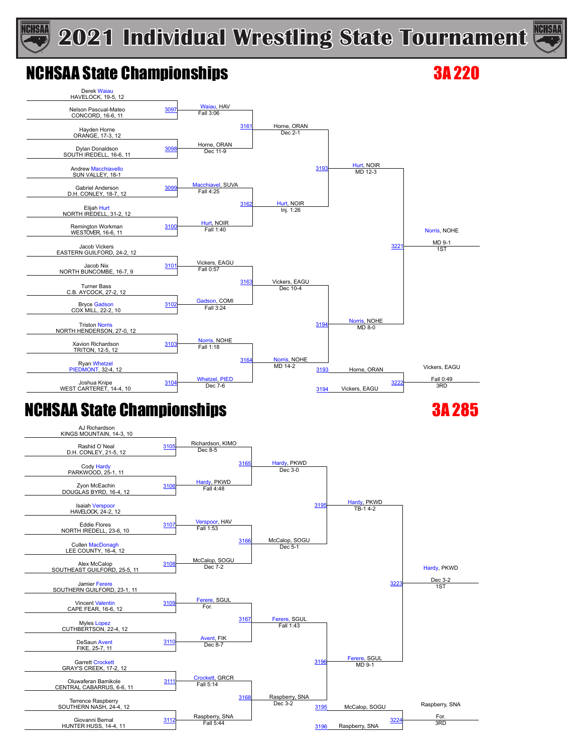# 2021 Individual Wrestling State Tournament

## NCHSAA State Championships

### 3A 220

Derek Waiau
HAVELOCK, 19-5, 12

Nelson Pascual-Mateo
CONCORD, 16-6, 11

3097 — Waiau, HAV
Fall 3:06

Hayden Horne
ORANGE, 17-3, 12

Dylan Donaldson
SOUTH IREDELL, 16-6, 11

3098 — Horne, ORAN
Dec 11-9

3161 — Horne, ORAN
Dec 2-1

Andrew Macchiavello
SUN VALLEY, 18-1

Gabriel Anderson
D.H. CONLEY, 18-7, 12

3099 — Macchiavel, SUVA
Fall 4:25

Elijah Hurt
NORTH IREDELL, 31-2, 12

Remington Workman
WESTOVER, 16-6, 11

3100 — Hurt, NOIR
Fall 1:40

3162 — Hurt, NOIR
Inj. 1:26

3193 — Hurt, NOIR
MD 12-3

Jacob Vickers
EASTERN GUILFORD, 24-2, 12

Jacob Nix
NORTH BUNCOMBE, 16-7, 9

3101 — Vickers, EAGU
Fall 0:57

Turner Bass
C.B. AYCOCK, 27-2, 12

Bryce Gadson
COX MILL, 22-2, 10

3102 — Gadson, COMI
Fall 3:24

3163 — Vickers, EAGU
Dec 10-4

Triston Norris
NORTH HENDERSON, 27-0, 12

Xavion Richardson
TRITON, 12-5, 12

3103 — Norris, NOHE
Fall 1:18

Ryan Whetzel
PIEDMONT, 32-4, 12

Joshua Knipe
WEST CARTERET, 14-4, 10

3104 — Whetzel, PIED
Dec 7-6

3164 — Norris, NOHE
MD 14-2

3194 — Norris, NOHE
MD 8-0

3221 — Norris, NOHE
MD 9-1
1ST

3193 Horne, ORAN
3194 Vickers, EAGU

3222 — Vickers, EAGU
Fall 0:49
3RD

## NCHSAA State Championships

### 3A 285

AJ Richardson
KINGS MOUNTAIN, 14-3, 10

Rashid O`Neal
D.H. CONLEY, 21-5, 12

3105 — Richardson, KIMO
Dec 8-5

Cody Hardy
PARKWOOD, 25-1, 11

Zyon McEachin
DOUGLAS BYRD, 16-4, 12

3106 — Hardy, PKWD
Fall 4:48

3165 — Hardy, PKWD
Dec 3-0

Isaiah Verspoor
HAVELOCK, 24-2, 12

Eddie Flores
NORTH IREDELL, 23-6, 10

3107 — Verspoor, HAV
Fall 1:53

Cullen MacDonagh
LEE COUNTY, 16-4, 12

Alex McCalop
SOUTHEAST GUILFORD, 25-5, 11

3108 — McCalop, SOGU
Dec 7-2

3166 — McCalop, SOGU
Dec 5-1

3195 — Hardy, PKWD
TB-1 4-2

Jamier Ferere
SOUTHERN GUILFORD, 23-1, 11

Vincent Valentin
CAPE FEAR, 16-6, 12

3109 — Ferere, SGUL
For.

Myles Lopez
CUTHBERTSON, 22-4, 12

DeSaun Avent
FIKE, 25-7, 11

3110 — Avent, FIK
Dec 8-7

3167 — Ferere, SGUL
Fall 1:43

Garrett Crockett
GRAY'S CREEK, 17-2, 12

Oluwaferan Bamikole
CENTRAL CABARRUS, 6-6, 11

3111 — Crockett, GRCR
Fall 5:14

Terrence Raspberry
SOUTHERN NASH, 24-4, 12

Giovanni Bernal
HUNTER HUSS, 14-4, 11

3112 — Raspberry, SNA
Fall 5:44

3168 — Raspberry, SNA
Dec 3-2

3196 — Ferere, SGUL
MD 9-1

3223 — Hardy, PKWD
Dec 3-2
1ST

3195 McCalop, SOGU
3196 Raspberry, SNA

3224 — Raspberry, SNA
For.
3RD